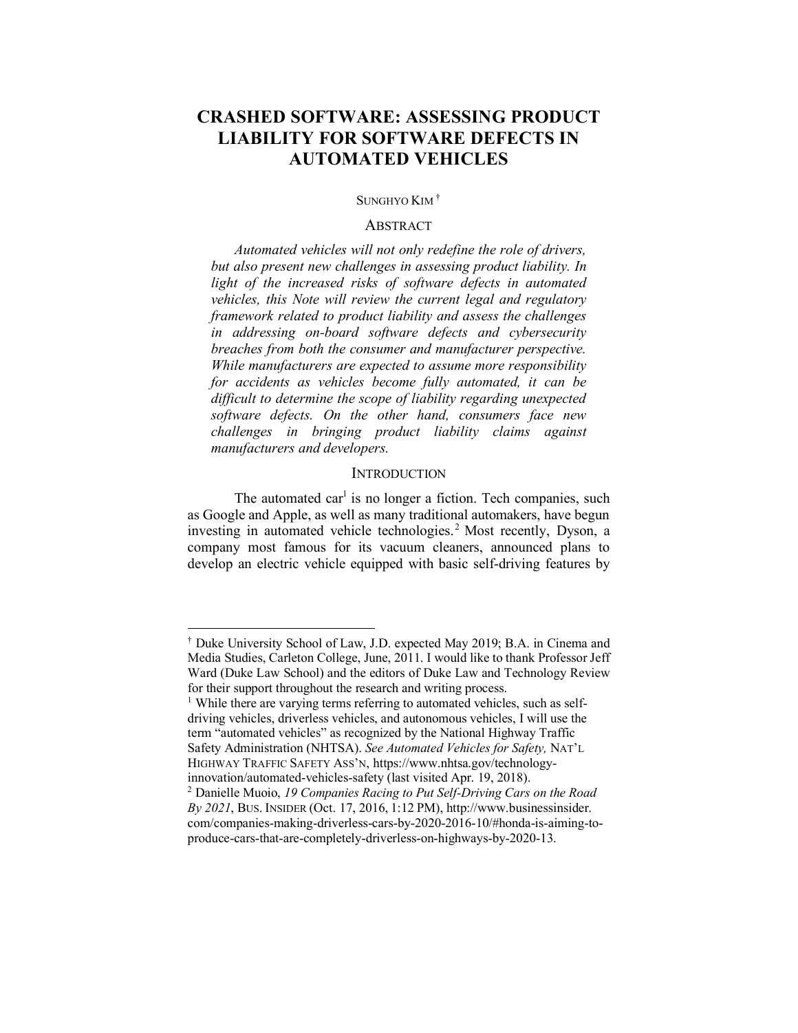# CRASHED SOFTWARE: ASSESSING PRODUCT LIABILITY FOR SOFTWARE DEFECTS IN AUTOMATED VEHICLES

SUNGHYO KIM[†]

## ABSTRACT

*Automated vehicles will not only redefine the role of drivers, but also present new challenges in assessing product liability. In light of the increased risks of software defects in automated vehicles, this Note will review the current legal and regulatory framework related to product liability and assess the challenges in addressing on-board software defects and cybersecurity breaches from both the consumer and manufacturer perspective. While manufacturers are expected to assume more responsibility for accidents as vehicles become fully automated, it can be difficult to determine the scope of liability regarding unexpected software defects. On the other hand, consumers face new challenges in bringing product liability claims against manufacturers and developers.*

## INTRODUCTION

The automated car[1] is no longer a fiction. Tech companies, such as Google and Apple, as well as many traditional automakers, have begun investing in automated vehicle technologies.[2] Most recently, Dyson, a company most famous for its vacuum cleaners, announced plans to develop an electric vehicle equipped with basic self-driving features by

---

[†] Duke University School of Law, J.D. expected May 2019; B.A. in Cinema and Media Studies, Carleton College, June, 2011. I would like to thank Professor Jeff Ward (Duke Law School) and the editors of Duke Law and Technology Review for their support throughout the research and writing process.

[1] While there are varying terms referring to automated vehicles, such as self-driving vehicles, driverless vehicles, and autonomous vehicles, I will use the term "automated vehicles" as recognized by the National Highway Traffic Safety Administration (NHTSA). *See Automated Vehicles for Safety,* NAT'L HIGHWAY TRAFFIC SAFETY ASS'N, https://www.nhtsa.gov/technology-innovation/automated-vehicles-safety (last visited Apr. 19, 2018).

[2] Danielle Muoio, *19 Companies Racing to Put Self-Driving Cars on the Road By 2021*, BUS. INSIDER (Oct. 17, 2016, 1:12 PM), http://www.businessinsider.com/companies-making-driverless-cars-by-2020-2016-10/#honda-is-aiming-to-produce-cars-that-are-completely-driverless-on-highways-by-2020-13.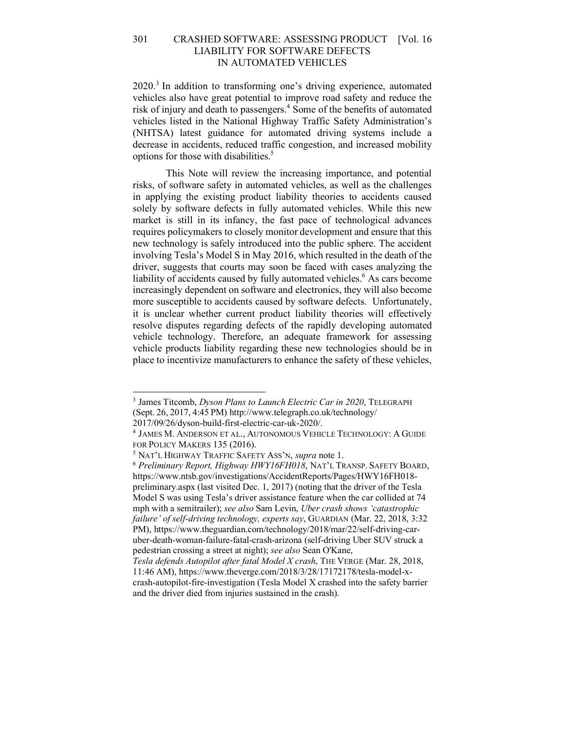2020.[3] In addition to transforming one's driving experience, automated vehicles also have great potential to improve road safety and reduce the risk of injury and death to passengers.[4] Some of the benefits of automated vehicles listed in the National Highway Traffic Safety Administration's (NHTSA) latest guidance for automated driving systems include a decrease in accidents, reduced traffic congestion, and increased mobility options for those with disabilities.[5]

This Note will review the increasing importance, and potential risks, of software safety in automated vehicles, as well as the challenges in applying the existing product liability theories to accidents caused solely by software defects in fully automated vehicles. While this new market is still in its infancy, the fast pace of technological advances requires policymakers to closely monitor development and ensure that this new technology is safely introduced into the public sphere. The accident involving Tesla's Model S in May 2016, which resulted in the death of the driver, suggests that courts may soon be faced with cases analyzing the liability of accidents caused by fully automated vehicles.[6] As cars become increasingly dependent on software and electronics, they will also become more susceptible to accidents caused by software defects. Unfortunately, it is unclear whether current product liability theories will effectively resolve disputes regarding defects of the rapidly developing automated vehicle technology. Therefore, an adequate framework for assessing vehicle products liability regarding these new technologies should be in place to incentivize manufacturers to enhance the safety of these vehicles,

---

[3] James Titcomb, *Dyson Plans to Launch Electric Car in 2020*, TELEGRAPH (Sept. 26, 2017, 4:45 PM) http://www.telegraph.co.uk/technology/2017/09/26/dyson-build-first-electric-car-uk-2020/.

[4] JAMES M. ANDERSON ET AL., AUTONOMOUS VEHICLE TECHNOLOGY: A GUIDE FOR POLICY MAKERS 135 (2016).

[5] NAT'L HIGHWAY TRAFFIC SAFETY ASS'N, *supra* note 1.

[6] *Preliminary Report, Highway HWY16FH018*, NAT'L TRANSP. SAFETY BOARD, https://www.ntsb.gov/investigations/AccidentReports/Pages/HWY16FH018-preliminary.aspx (last visited Dec. 1, 2017) (noting that the driver of the Tesla Model S was using Tesla's driver assistance feature when the car collided at 74 mph with a semitrailer); *see also* Sam Levin, *Uber crash shows 'catastrophic failure' of self-driving technology, experts say*, GUARDIAN (Mar. 22, 2018, 3:32 PM), https://www.theguardian.com/technology/2018/mar/22/self-driving-car-uber-death-woman-failure-fatal-crash-arizona (self-driving Uber SUV struck a pedestrian crossing a street at night); *see also* Sean O'Kane, *Tesla defends Autopilot after fatal Model X crash*, THE VERGE (Mar. 28, 2018, 11:46 AM), https://www.theverge.com/2018/3/28/17172178/tesla-model-x-crash-autopilot-fire-investigation (Tesla Model X crashed into the safety barrier and the driver died from injuries sustained in the crash).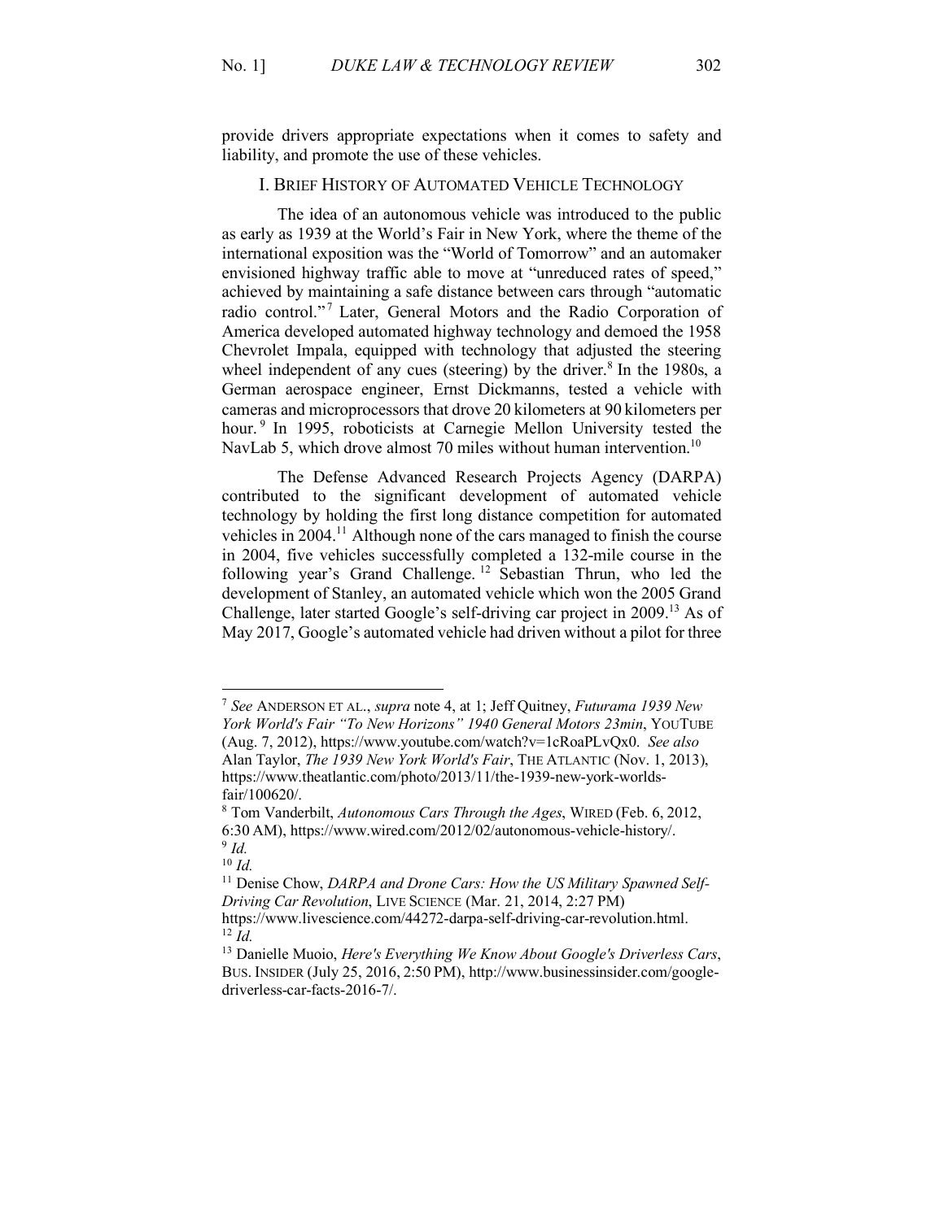provide drivers appropriate expectations when it comes to safety and liability, and promote the use of these vehicles.

## I. Brief History of Automated Vehicle Technology

The idea of an autonomous vehicle was introduced to the public as early as 1939 at the World's Fair in New York, where the theme of the international exposition was the "World of Tomorrow" and an automaker envisioned highway traffic able to move at "unreduced rates of speed," achieved by maintaining a safe distance between cars through "automatic radio control."[7] Later, General Motors and the Radio Corporation of America developed automated highway technology and demoed the 1958 Chevrolet Impala, equipped with technology that adjusted the steering wheel independent of any cues (steering) by the driver.[8] In the 1980s, a German aerospace engineer, Ernst Dickmanns, tested a vehicle with cameras and microprocessors that drove 20 kilometers at 90 kilometers per hour.[9] In 1995, roboticists at Carnegie Mellon University tested the NavLab 5, which drove almost 70 miles without human intervention.[10]

The Defense Advanced Research Projects Agency (DARPA) contributed to the significant development of automated vehicle technology by holding the first long distance competition for automated vehicles in 2004.[11] Although none of the cars managed to finish the course in 2004, five vehicles successfully completed a 132-mile course in the following year's Grand Challenge.[12] Sebastian Thrun, who led the development of Stanley, an automated vehicle which won the 2005 Grand Challenge, later started Google's self-driving car project in 2009.[13] As of May 2017, Google's automated vehicle had driven without a pilot for three

---

[7] *See* ANDERSON ET AL., *supra* note 4, at 1; Jeff Quitney, *Futurama 1939 New York World's Fair "To New Horizons" 1940 General Motors 23min*, YOUTUBE (Aug. 7, 2012), https://www.youtube.com/watch?v=1cRoaPLvQx0. *See also* Alan Taylor, *The 1939 New York World's Fair*, THE ATLANTIC (Nov. 1, 2013), https://www.theatlantic.com/photo/2013/11/the-1939-new-york-worlds-fair/100620/.

[8] Tom Vanderbilt, *Autonomous Cars Through the Ages*, WIRED (Feb. 6, 2012, 6:30 AM), https://www.wired.com/2012/02/autonomous-vehicle-history/.

[9] *Id.*

[10] *Id.*

[11] Denise Chow, *DARPA and Drone Cars: How the US Military Spawned Self-Driving Car Revolution*, LIVE SCIENCE (Mar. 21, 2014, 2:27 PM) https://www.livescience.com/44272-darpa-self-driving-car-revolution.html.

[12] *Id.*

[13] Danielle Muoio, *Here's Everything We Know About Google's Driverless Cars*, BUS. INSIDER (July 25, 2016, 2:50 PM), http://www.businessinsider.com/google-driverless-car-facts-2016-7/.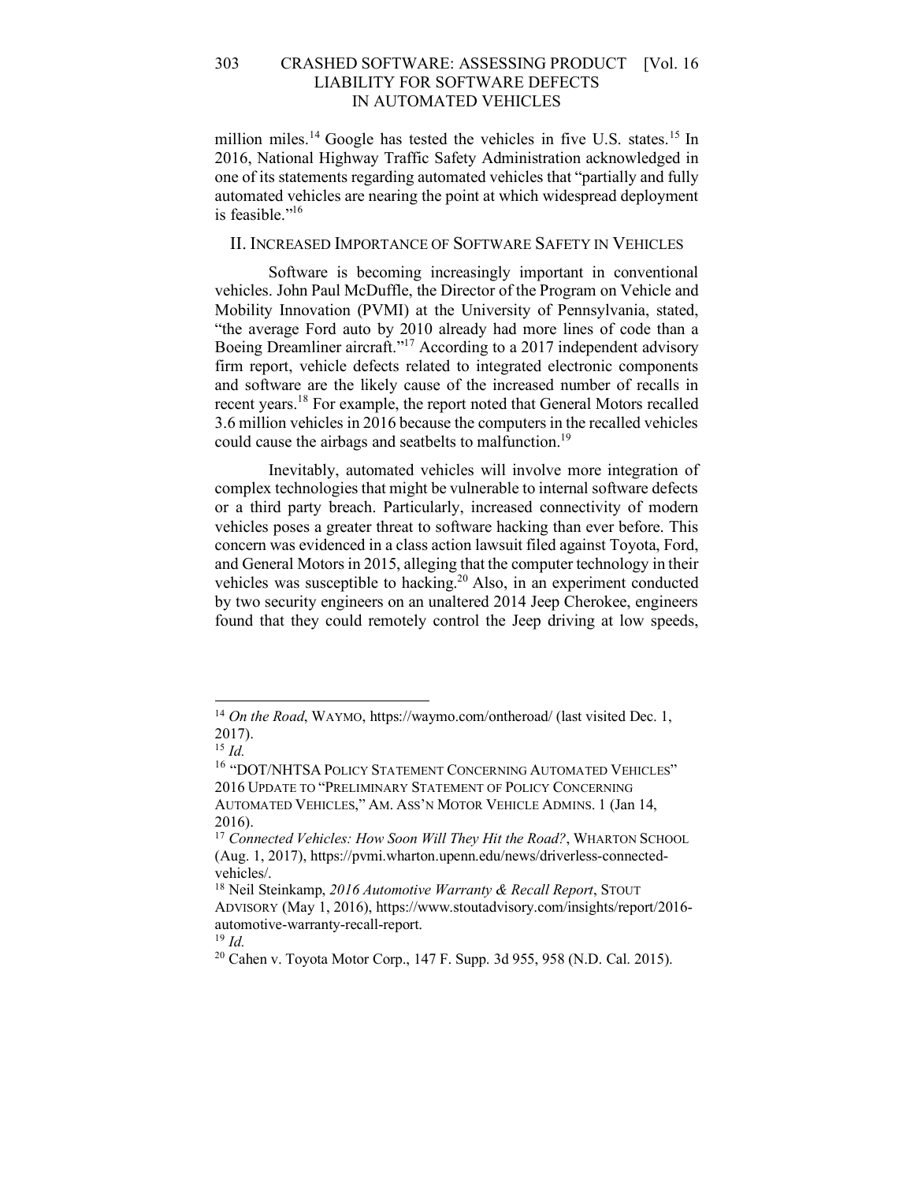million miles.[14] Google has tested the vehicles in five U.S. states.[15] In 2016, National Highway Traffic Safety Administration acknowledged in one of its statements regarding automated vehicles that "partially and fully automated vehicles are nearing the point at which widespread deployment is feasible."[16]

## II. Increased Importance of Software Safety in Vehicles

Software is becoming increasingly important in conventional vehicles. John Paul McDuffle, the Director of the Program on Vehicle and Mobility Innovation (PVMI) at the University of Pennsylvania, stated, "the average Ford auto by 2010 already had more lines of code than a Boeing Dreamliner aircraft."[17] According to a 2017 independent advisory firm report, vehicle defects related to integrated electronic components and software are the likely cause of the increased number of recalls in recent years.[18] For example, the report noted that General Motors recalled 3.6 million vehicles in 2016 because the computers in the recalled vehicles could cause the airbags and seatbelts to malfunction.[19]

Inevitably, automated vehicles will involve more integration of complex technologies that might be vulnerable to internal software defects or a third party breach. Particularly, increased connectivity of modern vehicles poses a greater threat to software hacking than ever before. This concern was evidenced in a class action lawsuit filed against Toyota, Ford, and General Motors in 2015, alleging that the computer technology in their vehicles was susceptible to hacking.[20] Also, in an experiment conducted by two security engineers on an unaltered 2014 Jeep Cherokee, engineers found that they could remotely control the Jeep driving at low speeds,

---

[14] *On the Road*, WAYMO, https://waymo.com/ontheroad/ (last visited Dec. 1, 2017).

[15] *Id.*

[16] "DOT/NHTSA POLICY STATEMENT CONCERNING AUTOMATED VEHICLES" 2016 UPDATE TO "PRELIMINARY STATEMENT OF POLICY CONCERNING AUTOMATED VEHICLES," AM. ASS'N MOTOR VEHICLE ADMINS. 1 (Jan 14, 2016).

[17] *Connected Vehicles: How Soon Will They Hit the Road?*, WHARTON SCHOOL (Aug. 1, 2017), https://pvmi.wharton.upenn.edu/news/driverless-connected-vehicles/.

[18] Neil Steinkamp, *2016 Automotive Warranty & Recall Report*, STOUT ADVISORY (May 1, 2016), https://www.stoutadvisory.com/insights/report/2016-automotive-warranty-recall-report.

[19] *Id.*

[20] Cahen v. Toyota Motor Corp., 147 F. Supp. 3d 955, 958 (N.D. Cal. 2015).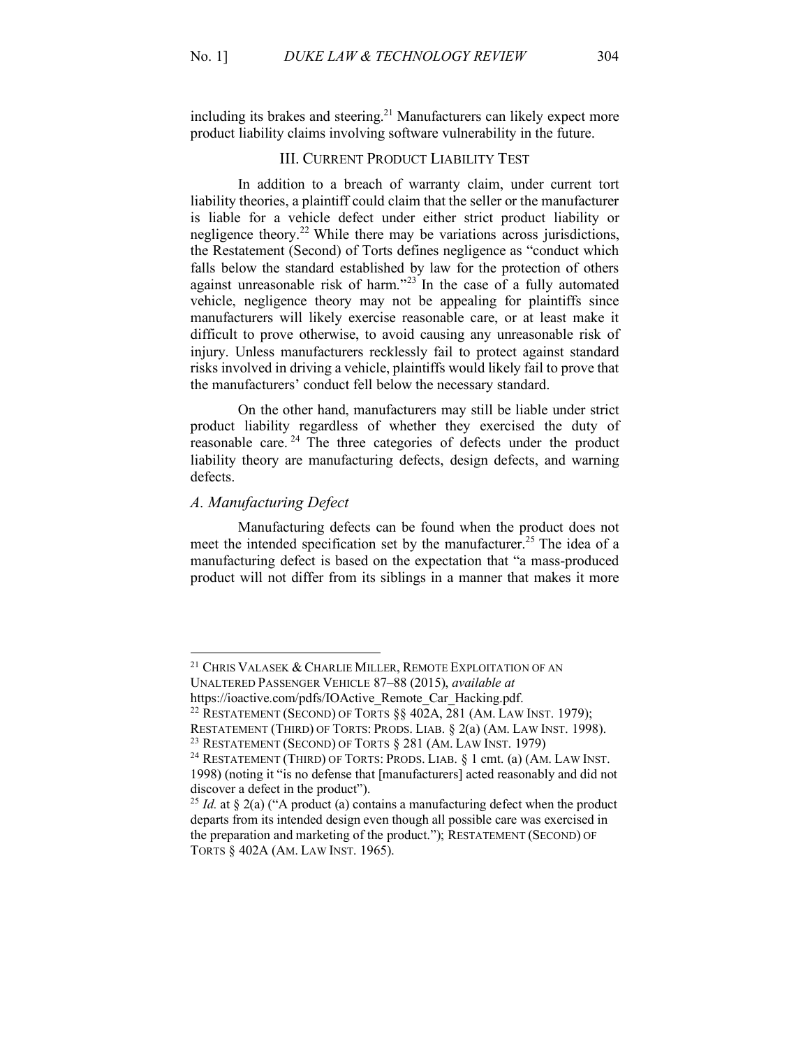including its brakes and steering.[21] Manufacturers can likely expect more product liability claims involving software vulnerability in the future.

## III. Current Product Liability Test

In addition to a breach of warranty claim, under current tort liability theories, a plaintiff could claim that the seller or the manufacturer is liable for a vehicle defect under either strict product liability or negligence theory.[22] While there may be variations across jurisdictions, the Restatement (Second) of Torts defines negligence as "conduct which falls below the standard established by law for the protection of others against unreasonable risk of harm."[23] In the case of a fully automated vehicle, negligence theory may not be appealing for plaintiffs since manufacturers will likely exercise reasonable care, or at least make it difficult to prove otherwise, to avoid causing any unreasonable risk of injury. Unless manufacturers recklessly fail to protect against standard risks involved in driving a vehicle, plaintiffs would likely fail to prove that the manufacturers' conduct fell below the necessary standard.

On the other hand, manufacturers may still be liable under strict product liability regardless of whether they exercised the duty of reasonable care.[24] The three categories of defects under the product liability theory are manufacturing defects, design defects, and warning defects.

### *A. Manufacturing Defect*

Manufacturing defects can be found when the product does not meet the intended specification set by the manufacturer.[25] The idea of a manufacturing defect is based on the expectation that "a mass-produced product will not differ from its siblings in a manner that makes it more

---

[21] Chris Valasek & Charlie Miller, Remote Exploitation of an Unaltered Passenger Vehicle 87–88 (2015), *available at* https://ioactive.com/pdfs/IOActive_Remote_Car_Hacking.pdf.

[22] Restatement (Second) of Torts §§ 402A, 281 (Am. Law Inst. 1979); Restatement (Third) of Torts: Prods. Liab. § 2(a) (Am. Law Inst. 1998).

[23] Restatement (Second) of Torts § 281 (Am. Law Inst. 1979)

[24] Restatement (Third) of Torts: Prods. Liab. § 1 cmt. (a) (Am. Law Inst. 1998) (noting it "is no defense that [manufacturers] acted reasonably and did not discover a defect in the product").

[25] *Id.* at § 2(a) ("A product (a) contains a manufacturing defect when the product departs from its intended design even though all possible care was exercised in the preparation and marketing of the product."); Restatement (Second) of Torts § 402A (Am. Law Inst. 1965).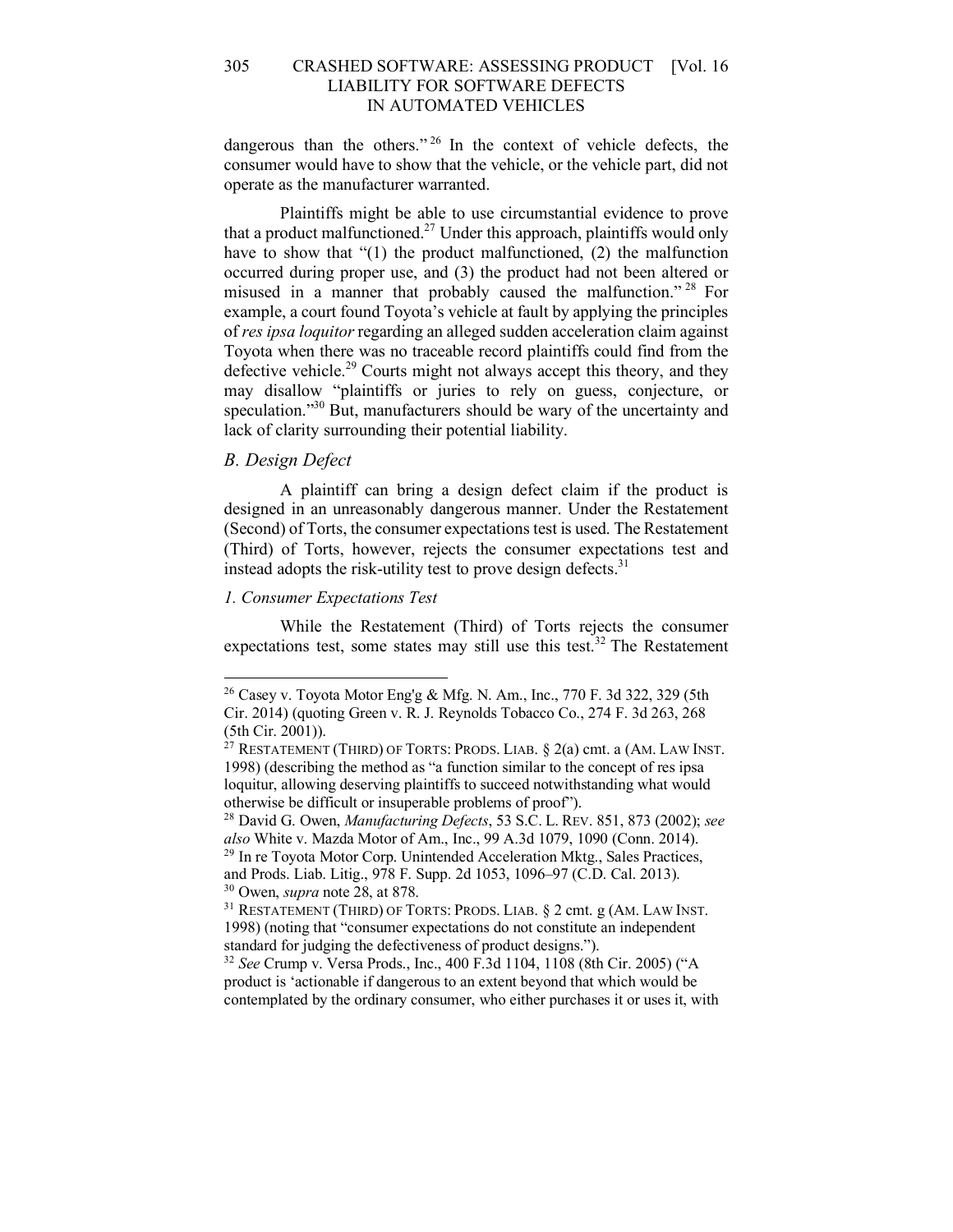dangerous than the others."[26] In the context of vehicle defects, the consumer would have to show that the vehicle, or the vehicle part, did not operate as the manufacturer warranted.

Plaintiffs might be able to use circumstantial evidence to prove that a product malfunctioned.[27] Under this approach, plaintiffs would only have to show that "(1) the product malfunctioned, (2) the malfunction occurred during proper use, and (3) the product had not been altered or misused in a manner that probably caused the malfunction."[28] For example, a court found Toyota's vehicle at fault by applying the principles of *res ipsa loquitor* regarding an alleged sudden acceleration claim against Toyota when there was no traceable record plaintiffs could find from the defective vehicle.[29] Courts might not always accept this theory, and they may disallow "plaintiffs or juries to rely on guess, conjecture, or speculation."[30] But, manufacturers should be wary of the uncertainty and lack of clarity surrounding their potential liability.

### *B. Design Defect*

A plaintiff can bring a design defect claim if the product is designed in an unreasonably dangerous manner. Under the Restatement (Second) of Torts, the consumer expectations test is used. The Restatement (Third) of Torts, however, rejects the consumer expectations test and instead adopts the risk-utility test to prove design defects.[31]

#### *1. Consumer Expectations Test*

While the Restatement (Third) of Torts rejects the consumer expectations test, some states may still use this test.[32] The Restatement

---

[26] Casey v. Toyota Motor Eng'g & Mfg. N. Am., Inc., 770 F. 3d 322, 329 (5th Cir. 2014) (quoting Green v. R. J. Reynolds Tobacco Co., 274 F. 3d 263, 268 (5th Cir. 2001)).

[27] RESTATEMENT (THIRD) OF TORTS: PRODS. LIAB. § 2(a) cmt. a (AM. LAW INST. 1998) (describing the method as "a function similar to the concept of res ipsa loquitur, allowing deserving plaintiffs to succeed notwithstanding what would otherwise be difficult or insuperable problems of proof").

[28] David G. Owen, *Manufacturing Defects*, 53 S.C. L. REV. 851, 873 (2002); *see also* White v. Mazda Motor of Am., Inc., 99 A.3d 1079, 1090 (Conn. 2014).

[29] In re Toyota Motor Corp. Unintended Acceleration Mktg., Sales Practices, and Prods. Liab. Litig., 978 F. Supp. 2d 1053, 1096–97 (C.D. Cal. 2013).

[30] Owen, *supra* note 28, at 878.

[31] RESTATEMENT (THIRD) OF TORTS: PRODS. LIAB. § 2 cmt. g (AM. LAW INST. 1998) (noting that "consumer expectations do not constitute an independent standard for judging the defectiveness of product designs.").

[32] *See* Crump v. Versa Prods., Inc., 400 F.3d 1104, 1108 (8th Cir. 2005) ("A product is 'actionable if dangerous to an extent beyond that which would be contemplated by the ordinary consumer, who either purchases it or uses it, with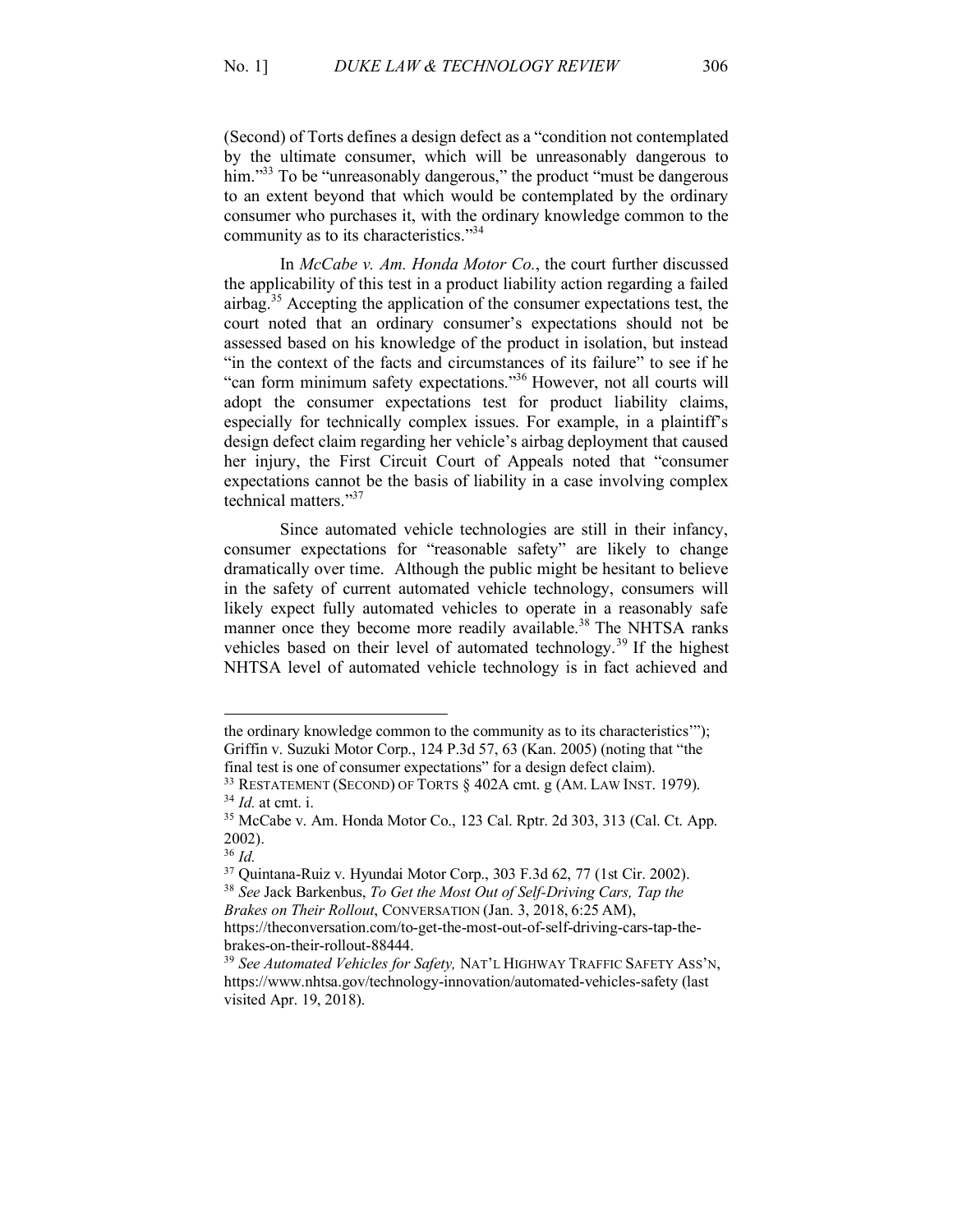(Second) of Torts defines a design defect as a "condition not contemplated by the ultimate consumer, which will be unreasonably dangerous to him."[33] To be "unreasonably dangerous," the product "must be dangerous to an extent beyond that which would be contemplated by the ordinary consumer who purchases it, with the ordinary knowledge common to the community as to its characteristics."[34]

In *McCabe v. Am. Honda Motor Co.*, the court further discussed the applicability of this test in a product liability action regarding a failed airbag.[35] Accepting the application of the consumer expectations test, the court noted that an ordinary consumer's expectations should not be assessed based on his knowledge of the product in isolation, but instead "in the context of the facts and circumstances of its failure" to see if he "can form minimum safety expectations."[36] However, not all courts will adopt the consumer expectations test for product liability claims, especially for technically complex issues. For example, in a plaintiff's design defect claim regarding her vehicle's airbag deployment that caused her injury, the First Circuit Court of Appeals noted that "consumer expectations cannot be the basis of liability in a case involving complex technical matters."[37]

Since automated vehicle technologies are still in their infancy, consumer expectations for "reasonable safety" are likely to change dramatically over time. Although the public might be hesitant to believe in the safety of current automated vehicle technology, consumers will likely expect fully automated vehicles to operate in a reasonably safe manner once they become more readily available.[38] The NHTSA ranks vehicles based on their level of automated technology.[39] If the highest NHTSA level of automated vehicle technology is in fact achieved and

---

the ordinary knowledge common to the community as to its characteristics'"); Griffin v. Suzuki Motor Corp., 124 P.3d 57, 63 (Kan. 2005) (noting that "the final test is one of consumer expectations" for a design defect claim).

[33] RESTATEMENT (SECOND) OF TORTS § 402A cmt. g (AM. LAW INST. 1979).

[34] *Id.* at cmt. i.

[35] McCabe v. Am. Honda Motor Co., 123 Cal. Rptr. 2d 303, 313 (Cal. Ct. App. 2002).

[36] *Id.*

[37] Quintana-Ruiz v. Hyundai Motor Corp., 303 F.3d 62, 77 (1st Cir. 2002).

[38] *See* Jack Barkenbus, *To Get the Most Out of Self-Driving Cars, Tap the Brakes on Their Rollout*, CONVERSATION (Jan. 3, 2018, 6:25 AM), https://theconversation.com/to-get-the-most-out-of-self-driving-cars-tap-the-brakes-on-their-rollout-88444.

[39] *See Automated Vehicles for Safety,* NAT'L HIGHWAY TRAFFIC SAFETY ASS'N, https://www.nhtsa.gov/technology-innovation/automated-vehicles-safety (last visited Apr. 19, 2018).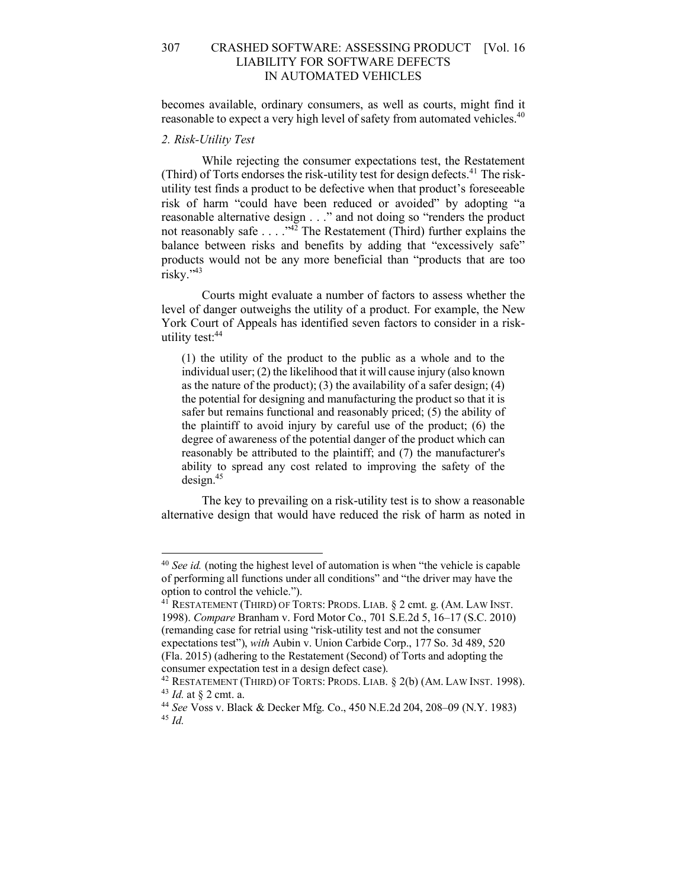becomes available, ordinary consumers, as well as courts, might find it reasonable to expect a very high level of safety from automated vehicles.[40]

### *2. Risk-Utility Test*

While rejecting the consumer expectations test, the Restatement (Third) of Torts endorses the risk-utility test for design defects.[41] The risk-utility test finds a product to be defective when that product's foreseeable risk of harm "could have been reduced or avoided" by adopting "a reasonable alternative design . . ." and not doing so "renders the product not reasonably safe . . . ."[42] The Restatement (Third) further explains the balance between risks and benefits by adding that "excessively safe" products would not be any more beneficial than "products that are too risky."[43]

Courts might evaluate a number of factors to assess whether the level of danger outweighs the utility of a product. For example, the New York Court of Appeals has identified seven factors to consider in a risk-utility test:[44]

> (1) the utility of the product to the public as a whole and to the individual user; (2) the likelihood that it will cause injury (also known as the nature of the product); (3) the availability of a safer design; (4) the potential for designing and manufacturing the product so that it is safer but remains functional and reasonably priced; (5) the ability of the plaintiff to avoid injury by careful use of the product; (6) the degree of awareness of the potential danger of the product which can reasonably be attributed to the plaintiff; and (7) the manufacturer's ability to spread any cost related to improving the safety of the design.[45]

The key to prevailing on a risk-utility test is to show a reasonable alternative design that would have reduced the risk of harm as noted in

---

[40] *See id.* (noting the highest level of automation is when "the vehicle is capable of performing all functions under all conditions" and "the driver may have the option to control the vehicle.").

[41] RESTATEMENT (THIRD) OF TORTS: PRODS. LIAB. § 2 cmt. g. (AM. LAW INST. 1998). *Compare* Branham v. Ford Motor Co., 701 S.E.2d 5, 16–17 (S.C. 2010) (remanding case for retrial using "risk-utility test and not the consumer expectations test"), *with* Aubin v. Union Carbide Corp., 177 So. 3d 489, 520 (Fla. 2015) (adhering to the Restatement (Second) of Torts and adopting the consumer expectation test in a design defect case).

[42] RESTATEMENT (THIRD) OF TORTS: PRODS. LIAB. § 2(b) (AM. LAW INST. 1998).

[43] *Id.* at § 2 cmt. a.

[44] *See* Voss v. Black & Decker Mfg. Co., 450 N.E.2d 204, 208–09 (N.Y. 1983)

[45] *Id.*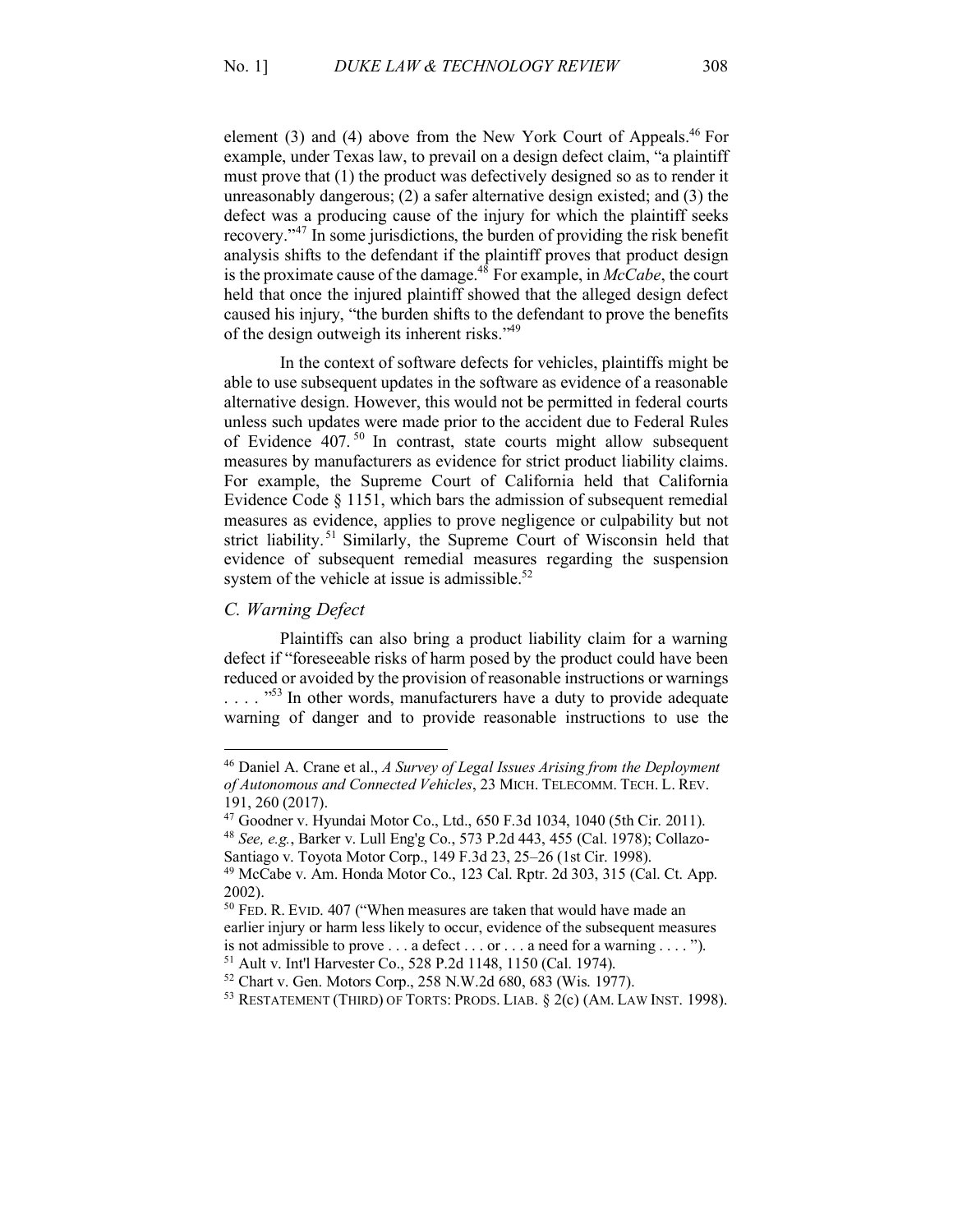element (3) and (4) above from the New York Court of Appeals.[46] For example, under Texas law, to prevail on a design defect claim, "a plaintiff must prove that (1) the product was defectively designed so as to render it unreasonably dangerous; (2) a safer alternative design existed; and (3) the defect was a producing cause of the injury for which the plaintiff seeks recovery."[47] In some jurisdictions, the burden of providing the risk benefit analysis shifts to the defendant if the plaintiff proves that product design is the proximate cause of the damage.[48] For example, in *McCabe*, the court held that once the injured plaintiff showed that the alleged design defect caused his injury, "the burden shifts to the defendant to prove the benefits of the design outweigh its inherent risks."[49]

In the context of software defects for vehicles, plaintiffs might be able to use subsequent updates in the software as evidence of a reasonable alternative design. However, this would not be permitted in federal courts unless such updates were made prior to the accident due to Federal Rules of Evidence 407.[50] In contrast, state courts might allow subsequent measures by manufacturers as evidence for strict product liability claims. For example, the Supreme Court of California held that California Evidence Code § 1151, which bars the admission of subsequent remedial measures as evidence, applies to prove negligence or culpability but not strict liability.[51] Similarly, the Supreme Court of Wisconsin held that evidence of subsequent remedial measures regarding the suspension system of the vehicle at issue is admissible.[52]

### *C. Warning Defect*

Plaintiffs can also bring a product liability claim for a warning defect if "foreseeable risks of harm posed by the product could have been reduced or avoided by the provision of reasonable instructions or warnings . . . ."[53] In other words, manufacturers have a duty to provide adequate warning of danger and to provide reasonable instructions to use the

---

[46] Daniel A. Crane et al., *A Survey of Legal Issues Arising from the Deployment of Autonomous and Connected Vehicles*, 23 MICH. TELECOMM. TECH. L. REV. 191, 260 (2017).

[47] Goodner v. Hyundai Motor Co., Ltd., 650 F.3d 1034, 1040 (5th Cir. 2011).

[48] *See, e.g.*, Barker v. Lull Eng'g Co., 573 P.2d 443, 455 (Cal. 1978); Collazo-Santiago v. Toyota Motor Corp., 149 F.3d 23, 25–26 (1st Cir. 1998).

[49] McCabe v. Am. Honda Motor Co., 123 Cal. Rptr. 2d 303, 315 (Cal. Ct. App. 2002).

[50] FED. R. EVID. 407 ("When measures are taken that would have made an earlier injury or harm less likely to occur, evidence of the subsequent measures is not admissible to prove . . . a defect . . . or . . . a need for a warning . . . .").

[51] Ault v. Int'l Harvester Co., 528 P.2d 1148, 1150 (Cal. 1974).

[52] Chart v. Gen. Motors Corp., 258 N.W.2d 680, 683 (Wis. 1977).

[53] RESTATEMENT (THIRD) OF TORTS: PRODS. LIAB. § 2(c) (AM. LAW INST. 1998).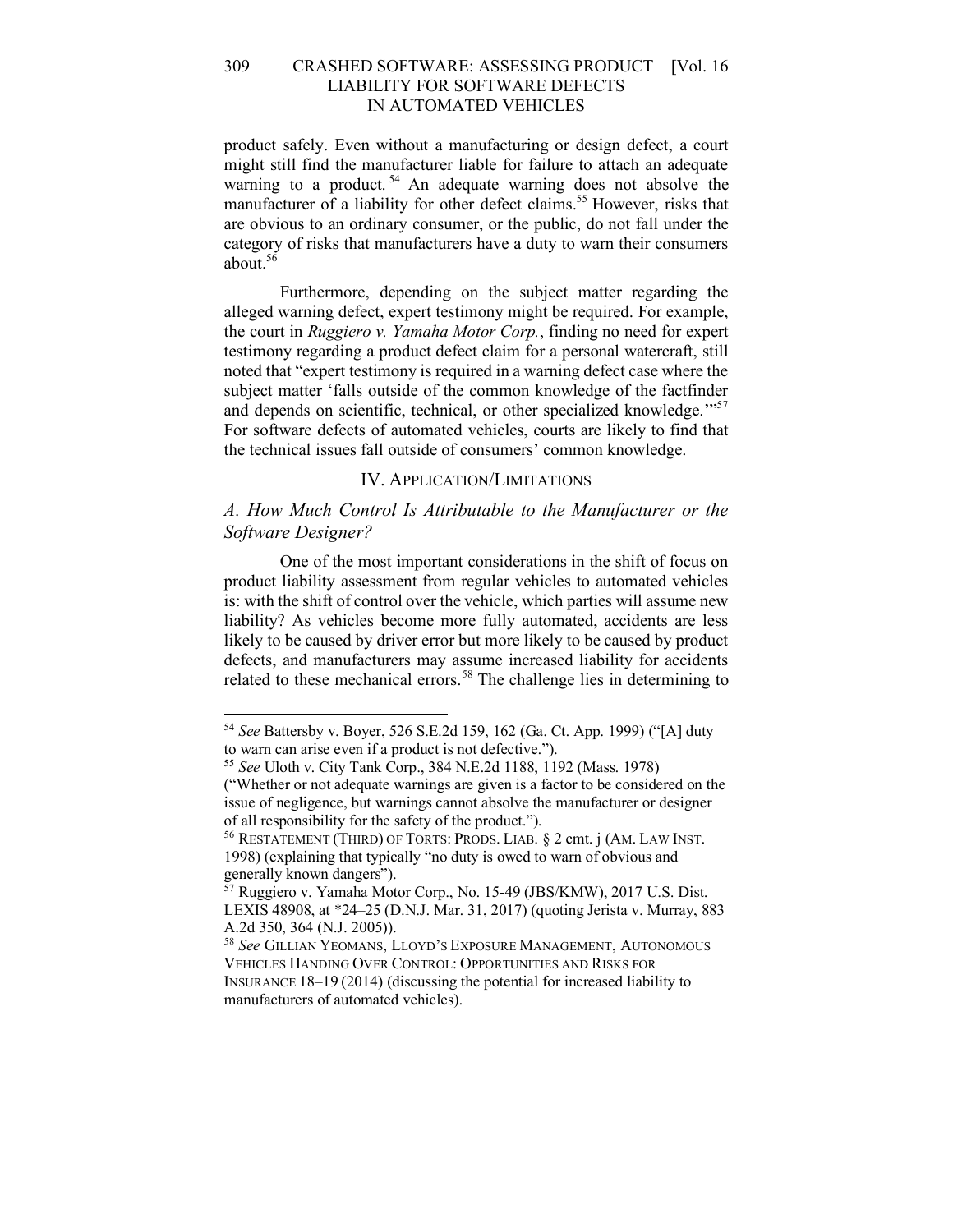product safely. Even without a manufacturing or design defect, a court might still find the manufacturer liable for failure to attach an adequate warning to a product.[54] An adequate warning does not absolve the manufacturer of a liability for other defect claims.[55] However, risks that are obvious to an ordinary consumer, or the public, do not fall under the category of risks that manufacturers have a duty to warn their consumers about.[56]

Furthermore, depending on the subject matter regarding the alleged warning defect, expert testimony might be required. For example, the court in *Ruggiero v. Yamaha Motor Corp.*, finding no need for expert testimony regarding a product defect claim for a personal watercraft, still noted that "expert testimony is required in a warning defect case where the subject matter 'falls outside of the common knowledge of the factfinder and depends on scientific, technical, or other specialized knowledge.'"[57] For software defects of automated vehicles, courts are likely to find that the technical issues fall outside of consumers' common knowledge.

## IV. Application/Limitations

### *A. How Much Control Is Attributable to the Manufacturer or the Software Designer?*

One of the most important considerations in the shift of focus on product liability assessment from regular vehicles to automated vehicles is: with the shift of control over the vehicle, which parties will assume new liability? As vehicles become more fully automated, accidents are less likely to be caused by driver error but more likely to be caused by product defects, and manufacturers may assume increased liability for accidents related to these mechanical errors.[58] The challenge lies in determining to

---

[54] *See* Battersby v. Boyer, 526 S.E.2d 159, 162 (Ga. Ct. App. 1999) ("[A] duty to warn can arise even if a product is not defective.").

[55] *See* Uloth v. City Tank Corp., 384 N.E.2d 1188, 1192 (Mass. 1978) ("Whether or not adequate warnings are given is a factor to be considered on the issue of negligence, but warnings cannot absolve the manufacturer or designer of all responsibility for the safety of the product.").

[56] RESTATEMENT (THIRD) OF TORTS: PRODS. LIAB. § 2 cmt. j (AM. LAW INST. 1998) (explaining that typically "no duty is owed to warn of obvious and generally known dangers").

[57] Ruggiero v. Yamaha Motor Corp., No. 15-49 (JBS/KMW), 2017 U.S. Dist. LEXIS 48908, at *24–25 (D.N.J. Mar. 31, 2017) (quoting Jerista v. Murray, 883 A.2d 350, 364 (N.J. 2005)).

[58] *See* GILLIAN YEOMANS, LLOYD'S EXPOSURE MANAGEMENT, AUTONOMOUS VEHICLES HANDING OVER CONTROL: OPPORTUNITIES AND RISKS FOR INSURANCE 18–19 (2014) (discussing the potential for increased liability to manufacturers of automated vehicles).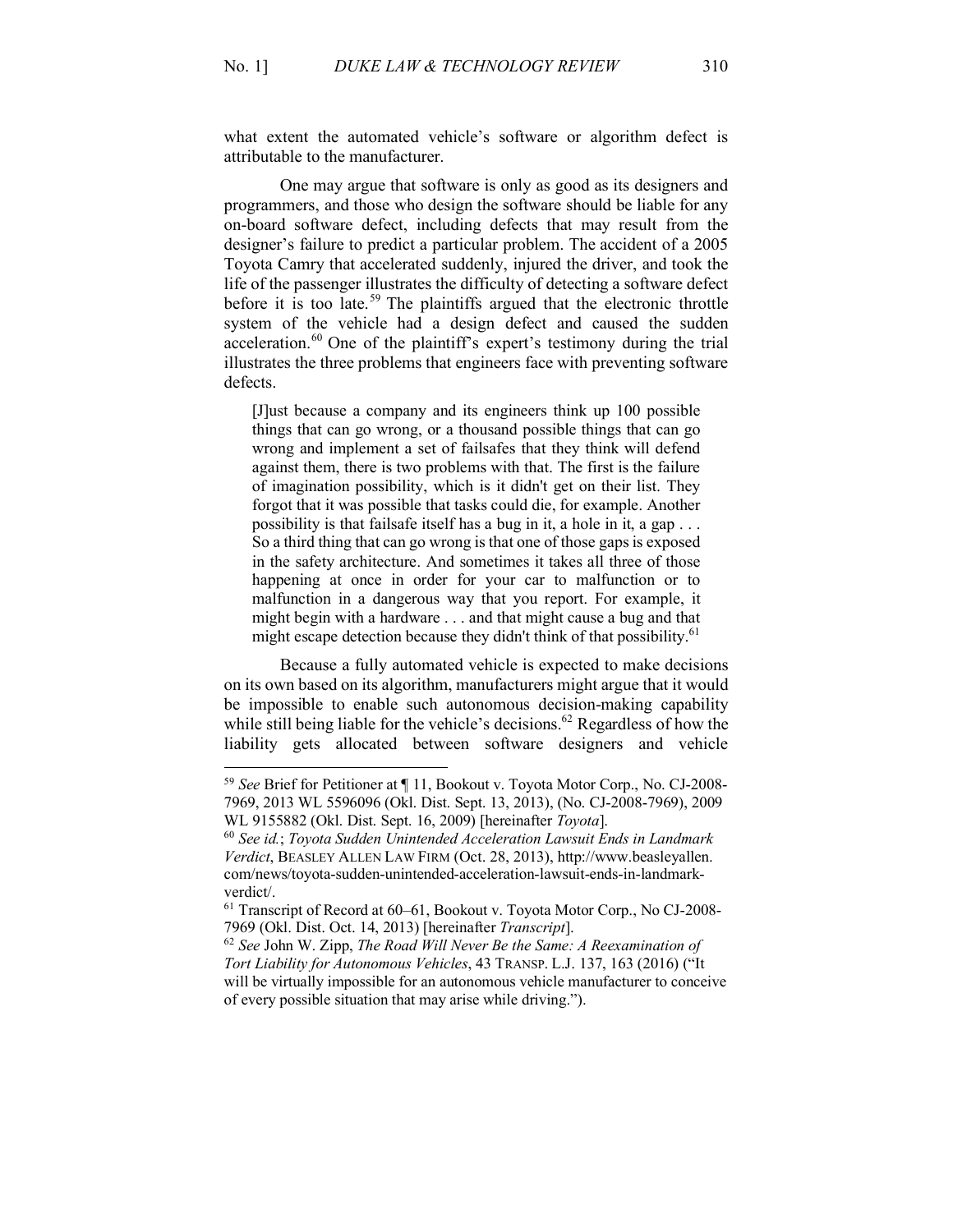what extent the automated vehicle's software or algorithm defect is attributable to the manufacturer.

One may argue that software is only as good as its designers and programmers, and those who design the software should be liable for any on-board software defect, including defects that may result from the designer's failure to predict a particular problem. The accident of a 2005 Toyota Camry that accelerated suddenly, injured the driver, and took the life of the passenger illustrates the difficulty of detecting a software defect before it is too late.[59] The plaintiffs argued that the electronic throttle system of the vehicle had a design defect and caused the sudden acceleration.[60] One of the plaintiff's expert's testimony during the trial illustrates the three problems that engineers face with preventing software defects.

> [J]ust because a company and its engineers think up 100 possible things that can go wrong, or a thousand possible things that can go wrong and implement a set of failsafes that they think will defend against them, there is two problems with that. The first is the failure of imagination possibility, which is it didn't get on their list. They forgot that it was possible that tasks could die, for example. Another possibility is that failsafe itself has a bug in it, a hole in it, a gap . . . So a third thing that can go wrong is that one of those gaps is exposed in the safety architecture. And sometimes it takes all three of those happening at once in order for your car to malfunction or to malfunction in a dangerous way that you report. For example, it might begin with a hardware . . . and that might cause a bug and that might escape detection because they didn't think of that possibility.[61]

Because a fully automated vehicle is expected to make decisions on its own based on its algorithm, manufacturers might argue that it would be impossible to enable such autonomous decision-making capability while still being liable for the vehicle's decisions.[62] Regardless of how the liability gets allocated between software designers and vehicle

---

[59] *See* Brief for Petitioner at ¶ 11, Bookout v. Toyota Motor Corp., No. CJ-2008-7969, 2013 WL 5596096 (Okl. Dist. Sept. 13, 2013), (No. CJ-2008-7969), 2009 WL 9155882 (Okl. Dist. Sept. 16, 2009) [hereinafter *Toyota*].

[60] *See id.*; *Toyota Sudden Unintended Acceleration Lawsuit Ends in Landmark Verdict*, BEASLEY ALLEN LAW FIRM (Oct. 28, 2013), http://www.beasleyallen.com/news/toyota-sudden-unintended-acceleration-lawsuit-ends-in-landmark-verdict/.

[61] Transcript of Record at 60–61, Bookout v. Toyota Motor Corp., No CJ-2008-7969 (Okl. Dist. Oct. 14, 2013) [hereinafter *Transcript*].

[62] *See* John W. Zipp, *The Road Will Never Be the Same: A Reexamination of Tort Liability for Autonomous Vehicles*, 43 TRANSP. L.J. 137, 163 (2016) ("It will be virtually impossible for an autonomous vehicle manufacturer to conceive of every possible situation that may arise while driving.").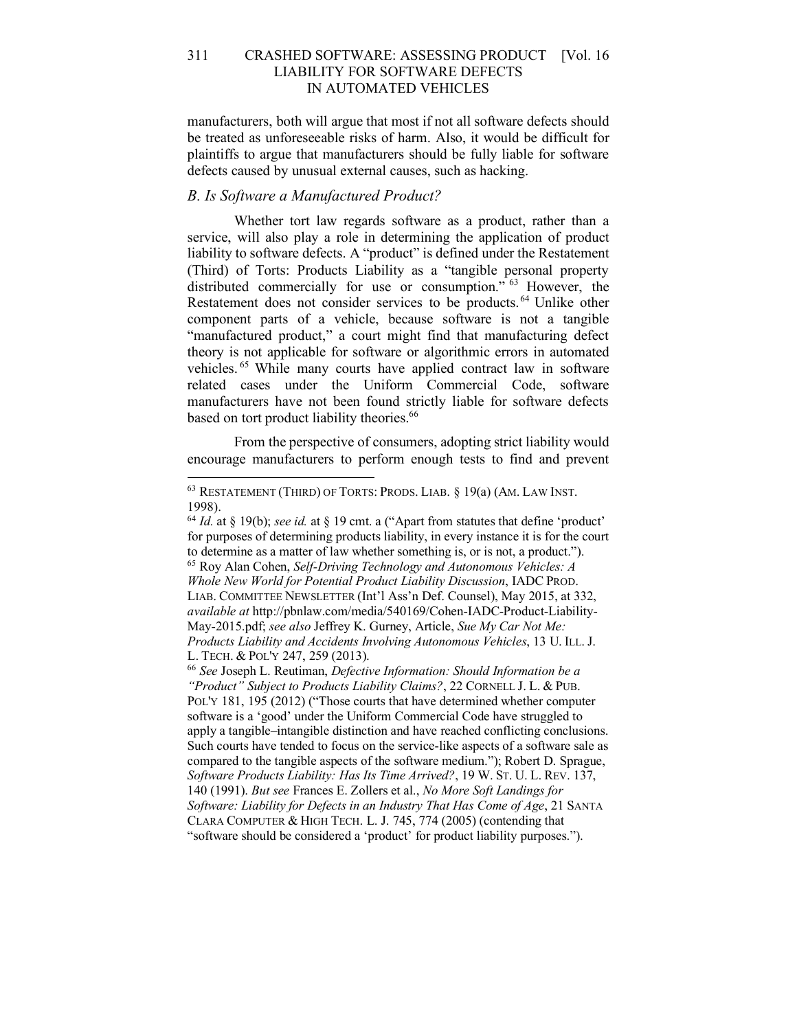manufacturers, both will argue that most if not all software defects should be treated as unforeseeable risks of harm. Also, it would be difficult for plaintiffs to argue that manufacturers should be fully liable for software defects caused by unusual external causes, such as hacking.

### *B. Is Software a Manufactured Product?*

Whether tort law regards software as a product, rather than a service, will also play a role in determining the application of product liability to software defects. A "product" is defined under the Restatement (Third) of Torts: Products Liability as a "tangible personal property distributed commercially for use or consumption." [63] However, the Restatement does not consider services to be products. [64] Unlike other component parts of a vehicle, because software is not a tangible "manufactured product," a court might find that manufacturing defect theory is not applicable for software or algorithmic errors in automated vehicles. [65] While many courts have applied contract law in software related cases under the Uniform Commercial Code, software manufacturers have not been found strictly liable for software defects based on tort product liability theories.[66]

From the perspective of consumers, adopting strict liability would encourage manufacturers to perform enough tests to find and prevent

---

[63] RESTATEMENT (THIRD) OF TORTS: PRODS. LIAB. § 19(a) (AM. LAW INST. 1998).

[64] *Id.* at § 19(b); *see id.* at § 19 cmt. a ("Apart from statutes that define 'product' for purposes of determining products liability, in every instance it is for the court to determine as a matter of law whether something is, or is not, a product.").

[65] Roy Alan Cohen, *Self-Driving Technology and Autonomous Vehicles: A Whole New World for Potential Product Liability Discussion*, IADC PROD. LIAB. COMMITTEE NEWSLETTER (Int'l Ass'n Def. Counsel), May 2015, at 332, *available at* http://pbnlaw.com/media/540169/Cohen-IADC-Product-Liability-May-2015.pdf; *see also* Jeffrey K. Gurney, Article, *Sue My Car Not Me: Products Liability and Accidents Involving Autonomous Vehicles*, 13 U. ILL. J. L. TECH. & POL'Y 247, 259 (2013).

[66] *See* Joseph L. Reutiman, *Defective Information: Should Information be a "Product" Subject to Products Liability Claims?*, 22 CORNELL J. L. & PUB. POL'Y 181, 195 (2012) ("Those courts that have determined whether computer software is a 'good' under the Uniform Commercial Code have struggled to apply a tangible–intangible distinction and have reached conflicting conclusions. Such courts have tended to focus on the service-like aspects of a software sale as compared to the tangible aspects of the software medium."); Robert D. Sprague, *Software Products Liability: Has Its Time Arrived?*, 19 W. ST. U. L. REV. 137, 140 (1991). *But see* Frances E. Zollers et al., *No More Soft Landings for Software: Liability for Defects in an Industry That Has Come of Age*, 21 SANTA CLARA COMPUTER & HIGH TECH. L. J. 745, 774 (2005) (contending that "software should be considered a 'product' for product liability purposes.").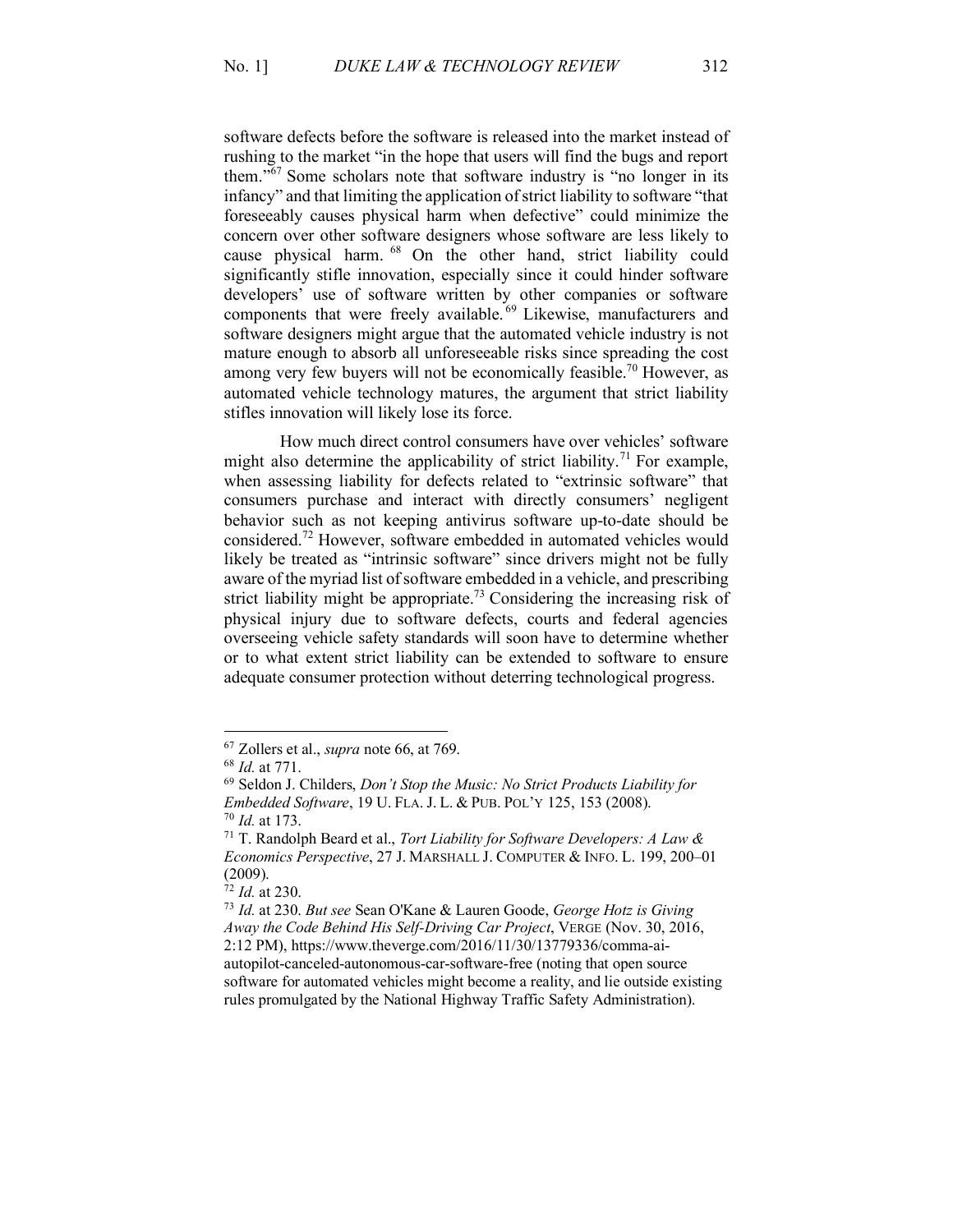software defects before the software is released into the market instead of rushing to the market "in the hope that users will find the bugs and report them."[67] Some scholars note that software industry is "no longer in its infancy" and that limiting the application of strict liability to software "that foreseeably causes physical harm when defective" could minimize the concern over other software designers whose software are less likely to cause physical harm.[68] On the other hand, strict liability could significantly stifle innovation, especially since it could hinder software developers' use of software written by other companies or software components that were freely available.[69] Likewise, manufacturers and software designers might argue that the automated vehicle industry is not mature enough to absorb all unforeseeable risks since spreading the cost among very few buyers will not be economically feasible.[70] However, as automated vehicle technology matures, the argument that strict liability stifles innovation will likely lose its force.

How much direct control consumers have over vehicles' software might also determine the applicability of strict liability.[71] For example, when assessing liability for defects related to "extrinsic software" that consumers purchase and interact with directly consumers' negligent behavior such as not keeping antivirus software up-to-date should be considered.[72] However, software embedded in automated vehicles would likely be treated as "intrinsic software" since drivers might not be fully aware of the myriad list of software embedded in a vehicle, and prescribing strict liability might be appropriate.[73] Considering the increasing risk of physical injury due to software defects, courts and federal agencies overseeing vehicle safety standards will soon have to determine whether or to what extent strict liability can be extended to software to ensure adequate consumer protection without deterring technological progress.

---

[67] Zollers et al., *supra* note 66, at 769.

[68] *Id.* at 771.

[69] Seldon J. Childers, *Don't Stop the Music: No Strict Products Liability for Embedded Software*, 19 U. FLA. J. L. & PUB. POL'Y 125, 153 (2008).

[70] *Id.* at 173.

[71] T. Randolph Beard et al., *Tort Liability for Software Developers: A Law & Economics Perspective*, 27 J. MARSHALL J. COMPUTER & INFO. L. 199, 200–01 (2009).

[72] *Id.* at 230.

[73] *Id.* at 230. *But see* Sean O'Kane & Lauren Goode, *George Hotz is Giving Away the Code Behind His Self-Driving Car Project*, VERGE (Nov. 30, 2016, 2:12 PM), https://www.theverge.com/2016/11/30/13779336/comma-ai-autopilot-canceled-autonomous-car-software-free (noting that open source software for automated vehicles might become a reality, and lie outside existing rules promulgated by the National Highway Traffic Safety Administration).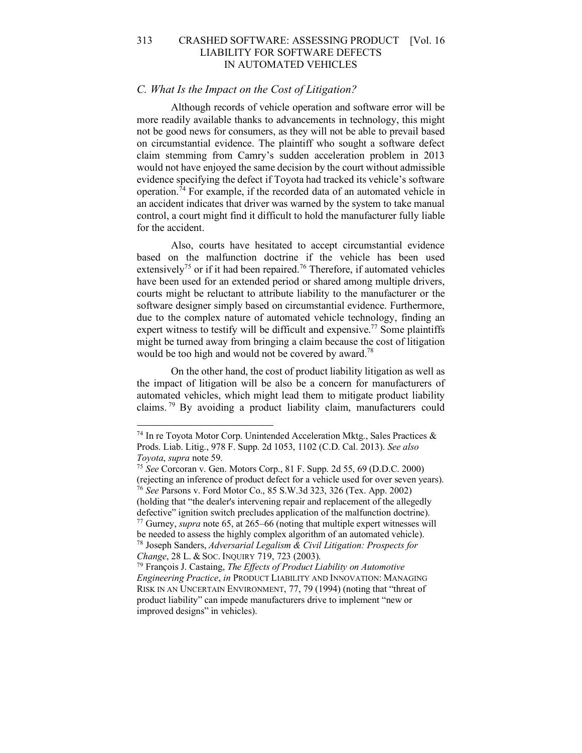### *C. What Is the Impact on the Cost of Litigation?*

Although records of vehicle operation and software error will be more readily available thanks to advancements in technology, this might not be good news for consumers, as they will not be able to prevail based on circumstantial evidence. The plaintiff who sought a software defect claim stemming from Camry's sudden acceleration problem in 2013 would not have enjoyed the same decision by the court without admissible evidence specifying the defect if Toyota had tracked its vehicle's software operation.[74] For example, if the recorded data of an automated vehicle in an accident indicates that driver was warned by the system to take manual control, a court might find it difficult to hold the manufacturer fully liable for the accident.

Also, courts have hesitated to accept circumstantial evidence based on the malfunction doctrine if the vehicle has been used extensively[75] or if it had been repaired.[76] Therefore, if automated vehicles have been used for an extended period or shared among multiple drivers, courts might be reluctant to attribute liability to the manufacturer or the software designer simply based on circumstantial evidence. Furthermore, due to the complex nature of automated vehicle technology, finding an expert witness to testify will be difficult and expensive.[77] Some plaintiffs might be turned away from bringing a claim because the cost of litigation would be too high and would not be covered by award.[78]

On the other hand, the cost of product liability litigation as well as the impact of litigation will be also be a concern for manufacturers of automated vehicles, which might lead them to mitigate product liability claims.[79] By avoiding a product liability claim, manufacturers could

---

[74] In re Toyota Motor Corp. Unintended Acceleration Mktg., Sales Practices & Prods. Liab. Litig., 978 F. Supp. 2d 1053, 1102 (C.D. Cal. 2013). *See also Toyota*, *supra* note 59.

[75] *See* Corcoran v. Gen. Motors Corp., 81 F. Supp. 2d 55, 69 (D.D.C. 2000) (rejecting an inference of product defect for a vehicle used for over seven years).

[76] *See* Parsons v. Ford Motor Co., 85 S.W.3d 323, 326 (Tex. App. 2002) (holding that "the dealer's intervening repair and replacement of the allegedly defective" ignition switch precludes application of the malfunction doctrine).

[77] Gurney, *supra* note 65, at 265–66 (noting that multiple expert witnesses will be needed to assess the highly complex algorithm of an automated vehicle).

[78] Joseph Sanders, *Adversarial Legalism & Civil Litigation: Prospects for Change*, 28 L. & SOC. INQUIRY 719, 723 (2003).

[79] François J. Castaing, *The Effects of Product Liability on Automotive Engineering Practice*, *in* PRODUCT LIABILITY AND INNOVATION: MANAGING RISK IN AN UNCERTAIN ENVIRONMENT, 77, 79 (1994) (noting that "threat of product liability" can impede manufacturers drive to implement "new or improved designs" in vehicles).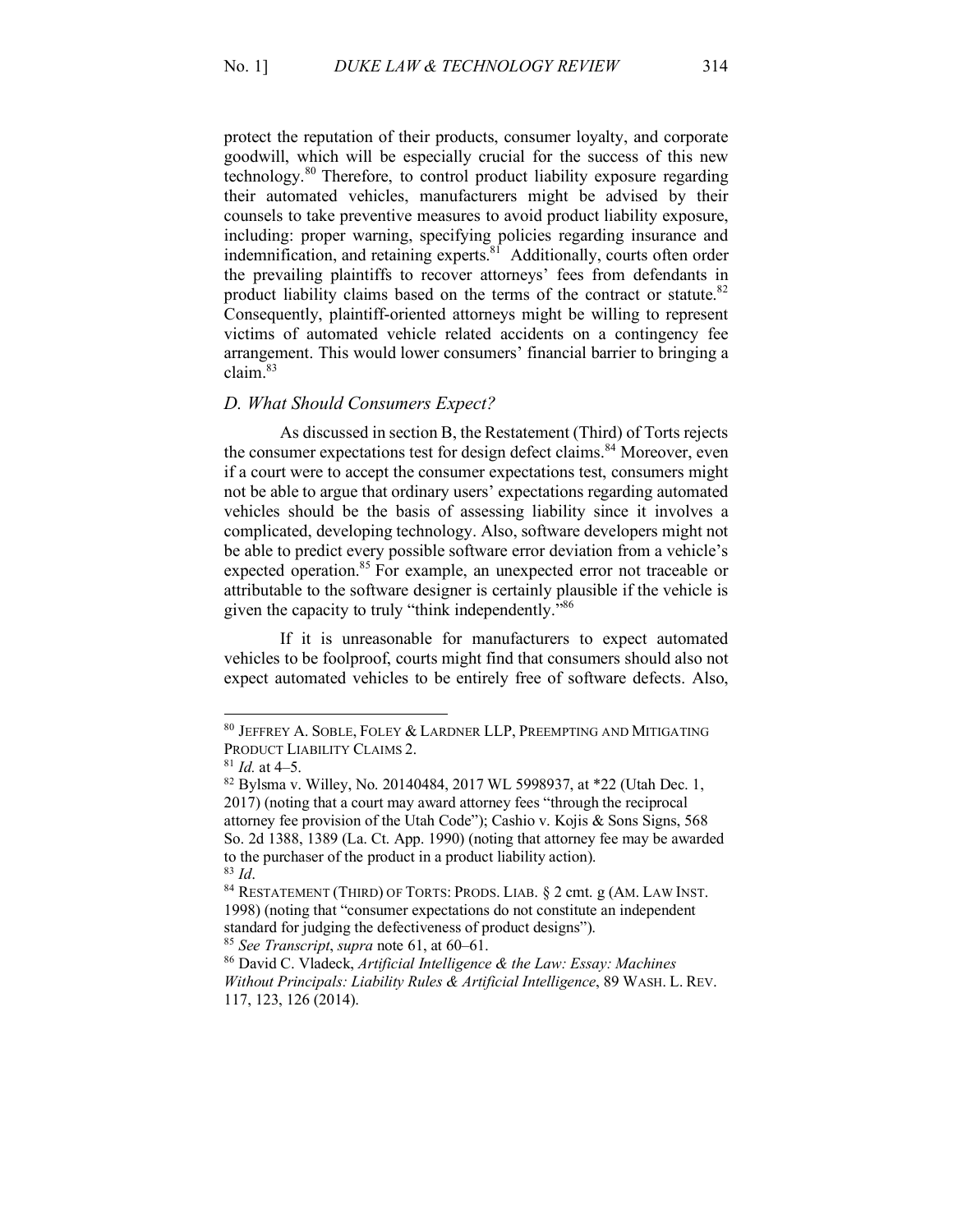protect the reputation of their products, consumer loyalty, and corporate goodwill, which will be especially crucial for the success of this new technology.[80] Therefore, to control product liability exposure regarding their automated vehicles, manufacturers might be advised by their counsels to take preventive measures to avoid product liability exposure, including: proper warning, specifying policies regarding insurance and indemnification, and retaining experts.[81] Additionally, courts often order the prevailing plaintiffs to recover attorneys' fees from defendants in product liability claims based on the terms of the contract or statute.[82] Consequently, plaintiff-oriented attorneys might be willing to represent victims of automated vehicle related accidents on a contingency fee arrangement. This would lower consumers' financial barrier to bringing a claim.[83]

### *D. What Should Consumers Expect?*

As discussed in section B, the Restatement (Third) of Torts rejects the consumer expectations test for design defect claims.[84] Moreover, even if a court were to accept the consumer expectations test, consumers might not be able to argue that ordinary users' expectations regarding automated vehicles should be the basis of assessing liability since it involves a complicated, developing technology. Also, software developers might not be able to predict every possible software error deviation from a vehicle's expected operation.[85] For example, an unexpected error not traceable or attributable to the software designer is certainly plausible if the vehicle is given the capacity to truly "think independently."[86]

If it is unreasonable for manufacturers to expect automated vehicles to be foolproof, courts might find that consumers should also not expect automated vehicles to be entirely free of software defects. Also,

---

[80] JEFFREY A. SOBLE, FOLEY & LARDNER LLP, PREEMPTING AND MITIGATING PRODUCT LIABILITY CLAIMS 2.

[81] *Id.* at 4–5.

[82] Bylsma v. Willey, No. 20140484, 2017 WL 5998937, at *22 (Utah Dec. 1, 2017) (noting that a court may award attorney fees "through the reciprocal attorney fee provision of the Utah Code"); Cashio v. Kojis & Sons Signs, 568 So. 2d 1388, 1389 (La. Ct. App. 1990) (noting that attorney fee may be awarded to the purchaser of the product in a product liability action).

[83] *Id*.

[84] RESTATEMENT (THIRD) OF TORTS: PRODS. LIAB. § 2 cmt. g (AM. LAW INST. 1998) (noting that "consumer expectations do not constitute an independent standard for judging the defectiveness of product designs").

[85] *See Transcript*, *supra* note 61, at 60–61.

[86] David C. Vladeck, *Artificial Intelligence & the Law: Essay: Machines Without Principals: Liability Rules & Artificial Intelligence*, 89 WASH. L. REV. 117, 123, 126 (2014).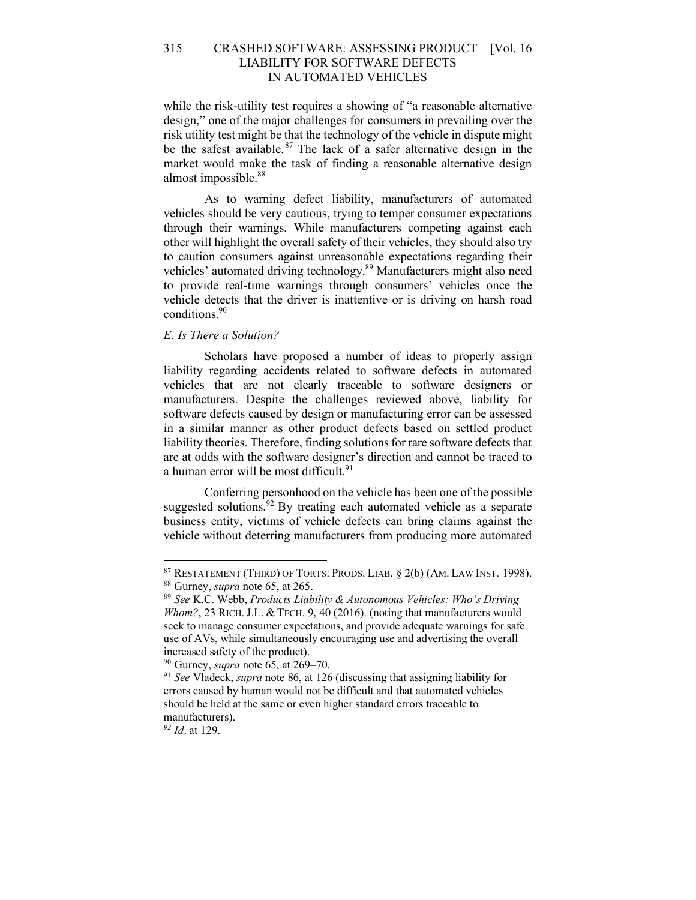while the risk-utility test requires a showing of "a reasonable alternative design," one of the major challenges for consumers in prevailing over the risk utility test might be that the technology of the vehicle in dispute might be the safest available.[87] The lack of a safer alternative design in the market would make the task of finding a reasonable alternative design almost impossible.[88]

As to warning defect liability, manufacturers of automated vehicles should be very cautious, trying to temper consumer expectations through their warnings. While manufacturers competing against each other will highlight the overall safety of their vehicles, they should also try to caution consumers against unreasonable expectations regarding their vehicles' automated driving technology.[89] Manufacturers might also need to provide real-time warnings through consumers' vehicles once the vehicle detects that the driver is inattentive or is driving on harsh road conditions.[90]

### *E. Is There a Solution?*

Scholars have proposed a number of ideas to properly assign liability regarding accidents related to software defects in automated vehicles that are not clearly traceable to software designers or manufacturers. Despite the challenges reviewed above, liability for software defects caused by design or manufacturing error can be assessed in a similar manner as other product defects based on settled product liability theories. Therefore, finding solutions for rare software defects that are at odds with the software designer's direction and cannot be traced to a human error will be most difficult.[91]

Conferring personhood on the vehicle has been one of the possible suggested solutions.[92] By treating each automated vehicle as a separate business entity, victims of vehicle defects can bring claims against the vehicle without deterring manufacturers from producing more automated

---

[87] RESTATEMENT (THIRD) OF TORTS: PRODS. LIAB. § 2(b) (AM. LAW INST. 1998).

[88] Gurney, *supra* note 65, at 265.

[89] *See* K.C. Webb, *Products Liability & Autonomous Vehicles: Who's Driving Whom?*, 23 RICH. J.L. & TECH. 9, 40 (2016). (noting that manufacturers would seek to manage consumer expectations, and provide adequate warnings for safe use of AVs, while simultaneously encouraging use and advertising the overall increased safety of the product).

[90] Gurney, *supra* note 65, at 269–70.

[91] *See* Vladeck, *supra* note 86, at 126 (discussing that assigning liability for errors caused by human would not be difficult and that automated vehicles should be held at the same or even higher standard errors traceable to manufacturers).

[92] *Id*. at 129.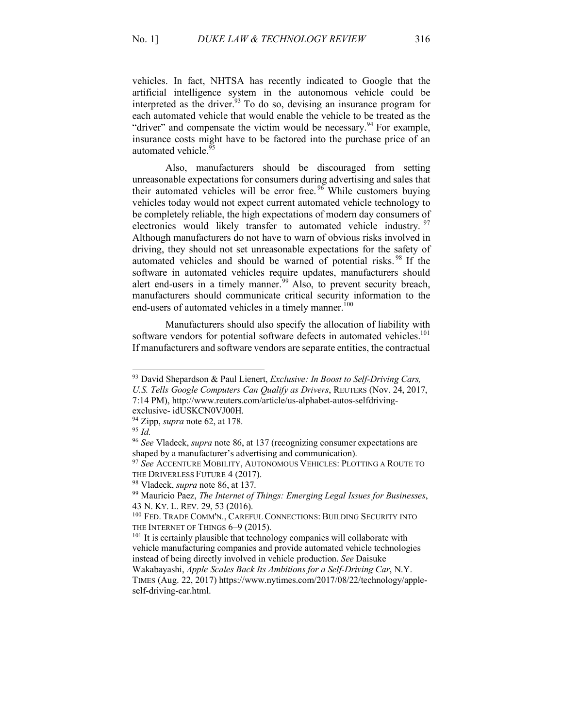vehicles. In fact, NHTSA has recently indicated to Google that the artificial intelligence system in the autonomous vehicle could be interpreted as the driver.[93] To do so, devising an insurance program for each automated vehicle that would enable the vehicle to be treated as the "driver" and compensate the victim would be necessary.[94] For example, insurance costs might have to be factored into the purchase price of an automated vehicle.[95]

Also, manufacturers should be discouraged from setting unreasonable expectations for consumers during advertising and sales that their automated vehicles will be error free.[96] While customers buying vehicles today would not expect current automated vehicle technology to be completely reliable, the high expectations of modern day consumers of electronics would likely transfer to automated vehicle industry.[97] Although manufacturers do not have to warn of obvious risks involved in driving, they should not set unreasonable expectations for the safety of automated vehicles and should be warned of potential risks.[98] If the software in automated vehicles require updates, manufacturers should alert end-users in a timely manner.[99] Also, to prevent security breach, manufacturers should communicate critical security information to the end-users of automated vehicles in a timely manner.[100]

Manufacturers should also specify the allocation of liability with software vendors for potential software defects in automated vehicles.[101] If manufacturers and software vendors are separate entities, the contractual

---

[93] David Shepardson & Paul Lienert, *Exclusive: In Boost to Self-Driving Cars, U.S. Tells Google Computers Can Qualify as Drivers*, REUTERS (Nov. 24, 2017, 7:14 PM), http://www.reuters.com/article/us-alphabet-autos-selfdriving-exclusive- idUSKCN0VJ00H.

[94] Zipp, *supra* note 62, at 178.

[95] *Id.*

[96] *See* Vladeck, *supra* note 86, at 137 (recognizing consumer expectations are shaped by a manufacturer's advertising and communication).

[97] *See* ACCENTURE MOBILITY, AUTONOMOUS VEHICLES: PLOTTING A ROUTE TO THE DRIVERLESS FUTURE 4 (2017).

[98] Vladeck, *supra* note 86, at 137.

[99] Mauricio Paez, *The Internet of Things: Emerging Legal Issues for Businesses*, 43 N. KY. L. REV. 29, 53 (2016).

[100] FED. TRADE COMM'N., CAREFUL CONNECTIONS: BUILDING SECURITY INTO THE INTERNET OF THINGS 6–9 (2015).

[101] It is certainly plausible that technology companies will collaborate with vehicle manufacturing companies and provide automated vehicle technologies instead of being directly involved in vehicle production. *See* Daisuke Wakabayashi, *Apple Scales Back Its Ambitions for a Self-Driving Car*, N.Y. TIMES (Aug. 22, 2017) https://www.nytimes.com/2017/08/22/technology/apple-self-driving-car.html.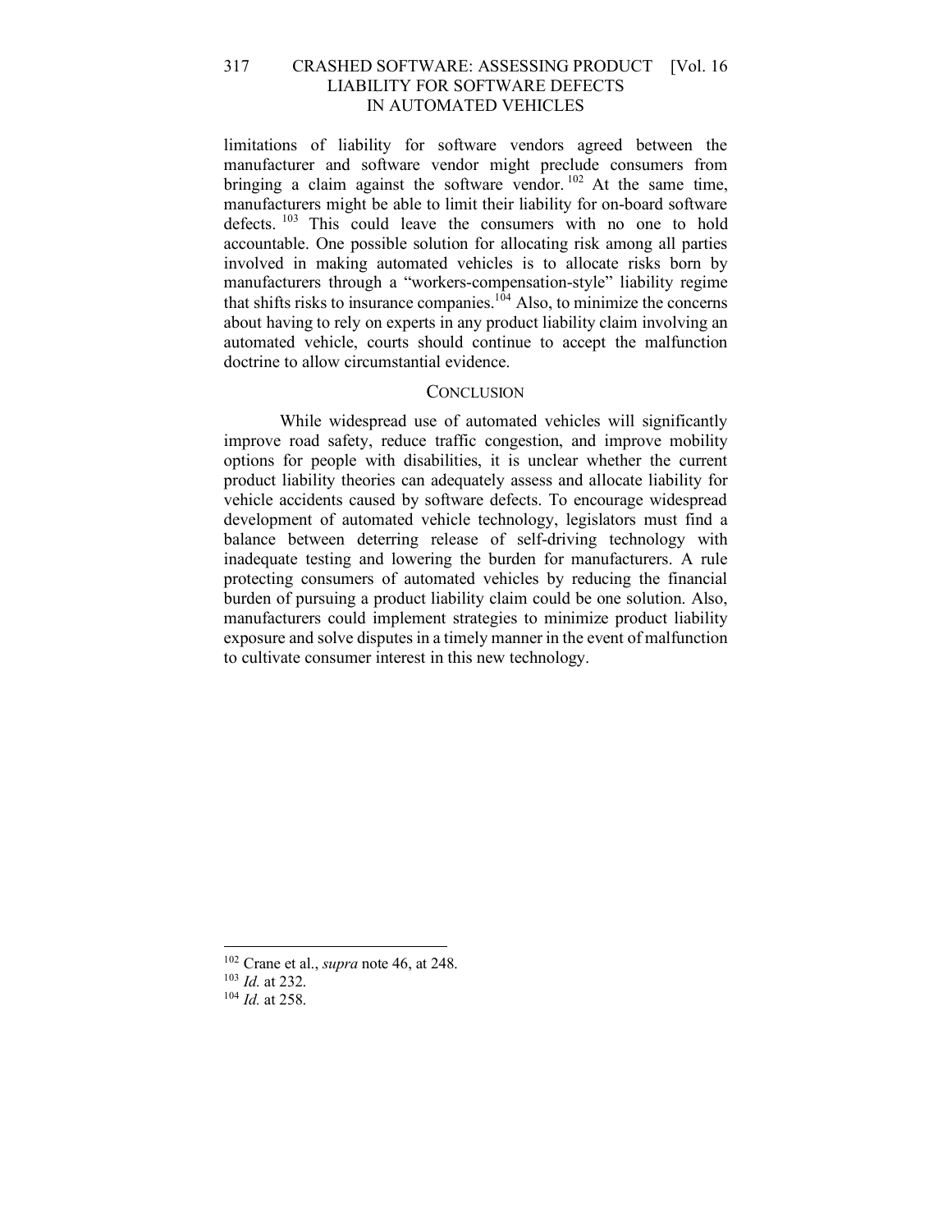limitations of liability for software vendors agreed between the manufacturer and software vendor might preclude consumers from bringing a claim against the software vendor.[102] At the same time, manufacturers might be able to limit their liability for on-board software defects.[103] This could leave the consumers with no one to hold accountable. One possible solution for allocating risk among all parties involved in making automated vehicles is to allocate risks born by manufacturers through a "workers-compensation-style" liability regime that shifts risks to insurance companies.[104] Also, to minimize the concerns about having to rely on experts in any product liability claim involving an automated vehicle, courts should continue to accept the malfunction doctrine to allow circumstantial evidence.

## CONCLUSION

While widespread use of automated vehicles will significantly improve road safety, reduce traffic congestion, and improve mobility options for people with disabilities, it is unclear whether the current product liability theories can adequately assess and allocate liability for vehicle accidents caused by software defects. To encourage widespread development of automated vehicle technology, legislators must find a balance between deterring release of self-driving technology with inadequate testing and lowering the burden for manufacturers. A rule protecting consumers of automated vehicles by reducing the financial burden of pursuing a product liability claim could be one solution. Also, manufacturers could implement strategies to minimize product liability exposure and solve disputes in a timely manner in the event of malfunction to cultivate consumer interest in this new technology.

---

[102] Crane et al., *supra* note 46, at 248.

[103] *Id.* at 232.

[104] *Id.* at 258.